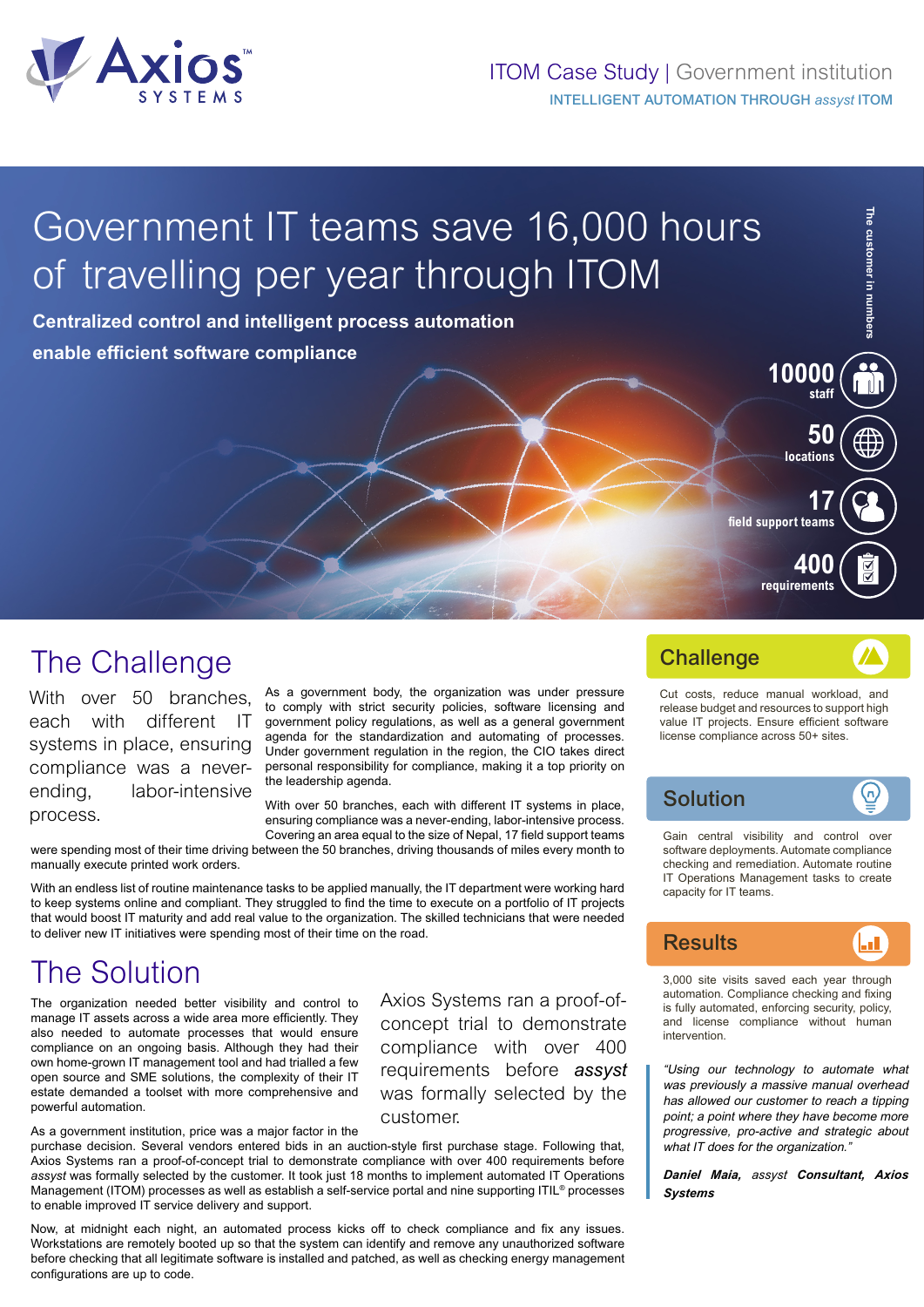Axios SYSTEMS

ITOM Case Study | Government institution

INTELLIGENT AUTOMATION THROUGH *assyst* ITOM

# Government IT teams save 16,000 hours of travelling per year through ITOM

**Centralized control and intelligent process automation enable efficient software compliance**

The customer in numbers

- **10000** staff
- **50** locations
- **17** field support teams
- **400** requirements

## The Challenge

With over 50 branches, each with different IT systems in place, ensuring compliance was a never-ending, labor-intensive process.

As a government body, the organization was under pressure to comply with strict security policies, software licensing and government policy regulations, as well as a general government agenda for the standardization and automating of processes. Under government regulation in the region, the CIO takes direct personal responsibility for compliance, making it a top priority on the leadership agenda.

With over 50 branches, each with different IT systems in place, ensuring compliance was a never-ending, labor-intensive process. Covering an area equal to the size of Nepal, 17 field support teams were spending most of their time driving between the 50 branches, driving thousands of miles every month to manually execute printed work orders.

With an endless list of routine maintenance tasks to be applied manually, the IT department were working hard to keep systems online and compliant. They struggled to find the time to execute on a portfolio of IT projects that would boost IT maturity and add real value to the organization. The skilled technicians that were needed to deliver new IT initiatives were spending most of their time on the road.

## The Solution

Axios Systems ran a proof-of-concept trial to demonstrate compliance with over 400 requirements before *assyst* was formally selected by the customer.

The organization needed better visibility and control to manage IT assets across a wide area more efficiently. They also needed to automate processes that would ensure compliance on an ongoing basis. Although they had their own home-grown IT management tool and had trialled a few open source and SME solutions, the complexity of their IT estate demanded a toolset with more comprehensive and powerful automation.

As a government institution, price was a major factor in the purchase decision. Several vendors entered bids in an auction-style first purchase stage. Following that, Axios Systems ran a proof-of-concept trial to demonstrate compliance with over 400 requirements before *assyst* was formally selected by the customer. It took just 18 months to implement automated IT Operations Management (ITOM) processes as well as establish a self-service portal and nine supporting ITIL® processes to enable improved IT service delivery and support.

Now, at midnight each night, an automated process kicks off to check compliance and fix any issues. Workstations are remotely booted up so that the system can identify and remove any unauthorized software before checking that all legitimate software is installed and patched, as well as checking energy management configurations are up to code.

### Challenge

Cut costs, reduce manual workload, and release budget and resources to support high value IT projects. Ensure efficient software license compliance across 50+ sites.

### Solution

Gain central visibility and control over software deployments. Automate compliance checking and remediation. Automate routine IT Operations Management tasks to create capacity for IT teams.

### Results

3,000 site visits saved each year through automation. Compliance checking and fixing is fully automated, enforcing security, policy, and license compliance without human intervention.

> *"Using our technology to automate what was previously a massive manual overhead has allowed our customer to reach a tipping point; a point where they have become more progressive, pro-active and strategic about what IT does for the organization."*
>
> ***Daniel Maia,*** *assyst* ***Consultant, Axios Systems***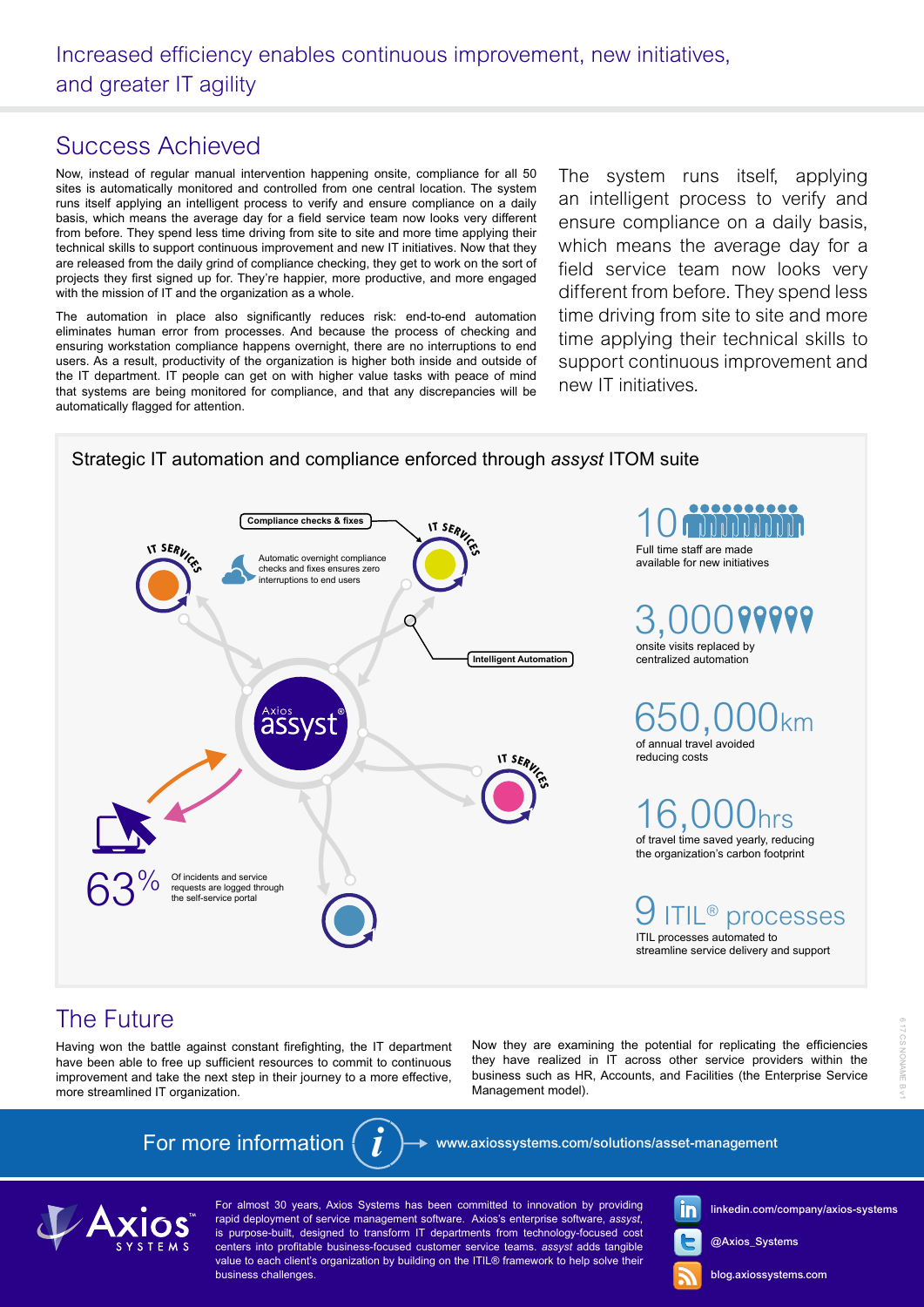# Increased efficiency enables continuous improvement, new initiatives, and greater IT agility

## Success Achieved

Now, instead of regular manual intervention happening onsite, compliance for all 50 sites is automatically monitored and controlled from one central location. The system runs itself applying an intelligent process to verify and ensure compliance on a daily basis, which means the average day for a field service team now looks very different from before. They spend less time driving from site to site and more time applying their technical skills to support continuous improvement and new IT initiatives. Now that they are released from the daily grind of compliance checking, they get to work on the sort of projects they first signed up for. They're happier, more productive, and more engaged with the mission of IT and the organization as a whole.

The automation in place also significantly reduces risk: end-to-end automation eliminates human error from processes. And because the process of checking and ensuring workstation compliance happens overnight, there are no interruptions to end users. As a result, productivity of the organization is higher both inside and outside of the IT department. IT people can get on with higher value tasks with peace of mind that systems are being monitored for compliance, and that any discrepancies will be automatically flagged for attention.

> The system runs itself, applying an intelligent process to verify and ensure compliance on a daily basis, which means the average day for a field service team now looks very different from before. They spend less time driving from site to site and more time applying their technical skills to support continuous improvement and new IT initiatives.

### Strategic IT automation and compliance enforced through *assyst* ITOM suite

Compliance checks & fixes

Automatic overnight compliance checks and fixes ensures zero interruptions to end users

Intelligent Automation

IT SERVICES

Axios assyst®

63% Of incidents and service requests are logged through the self-service portal

**10** Full time staff are made available for new initiatives

**3,000** onsite visits replaced by centralized automation

**650,000km** of annual travel avoided reducing costs

**16,000hrs** of travel time saved yearly, reducing the organization's carbon footprint

**9 ITIL® processes** ITIL processes automated to streamline service delivery and support

## The Future

Having won the battle against constant firefighting, the IT department have been able to free up sufficient resources to commit to continuous improvement and take the next step in their journey to a more effective, more streamlined IT organization.

Now they are examining the potential for replicating the efficiencies they have realized in IT across other service providers within the business such as HR, Accounts, and Facilities (the Enterprise Service Management model).

For more information www.axiossystems.com/solutions/asset-management

For almost 30 years, Axios Systems has been committed to innovation by providing rapid deployment of service management software. Axios's enterprise software, *assyst*, is purpose-built, designed to transform IT departments from technology-focused cost centers into profitable business-focused customer service teams. *assyst* adds tangible value to each client's organization by building on the ITIL® framework to help solve their business challenges.

linkedin.com/company/axios-systems

@Axios_Systems

blog.axiossystems.com